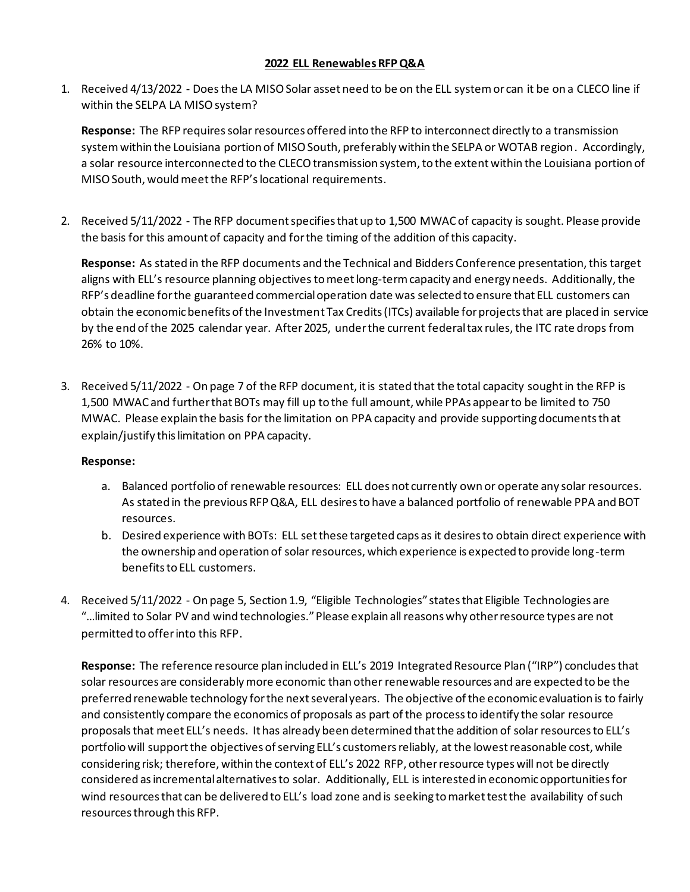# 2022 ELL Renewables RFP Q&A

1. Received 4/13/2022 - Does the LA MISO Solar asset need to be on the ELL system or can it be on a CLECO line if within the SELPA LA MISO system?

   **Response:** The RFP requires solar resources offered into the RFP to interconnect directly to a transmission system within the Louisiana portion of MISO South, preferably within the SELPA or WOTAB region. Accordingly, a solar resource interconnected to the CLECO transmission system, to the extent within the Louisiana portion of MISO South, would meet the RFP's locational requirements.

2. Received 5/11/2022 - The RFP document specifies that up to 1,500 MWAC of capacity is sought. Please provide the basis for this amount of capacity and for the timing of the addition of this capacity.

   **Response:** As stated in the RFP documents and the Technical and Bidders Conference presentation, this target aligns with ELL's resource planning objectives to meet long-term capacity and energy needs. Additionally, the RFP's deadline for the guaranteed commercial operation date was selected to ensure that ELL customers can obtain the economic benefits of the Investment Tax Credits (ITCs) available for projects that are placed in service by the end of the 2025 calendar year. After 2025, under the current federal tax rules, the ITC rate drops from 26% to 10%.

3. Received 5/11/2022 - On page 7 of the RFP document, it is stated that the total capacity sought in the RFP is 1,500 MWAC and further that BOTs may fill up to the full amount, while PPAs appear to be limited to 750 MWAC. Please explain the basis for the limitation on PPA capacity and provide supporting documents that explain/justify this limitation on PPA capacity.

   **Response:**

   a. Balanced portfolio of renewable resources: ELL does not currently own or operate any solar resources. As stated in the previous RFP Q&A, ELL desires to have a balanced portfolio of renewable PPA and BOT resources.
   b. Desired experience with BOTs: ELL set these targeted caps as it desires to obtain direct experience with the ownership and operation of solar resources, which experience is expected to provide long-term benefits to ELL customers.

4. Received 5/11/2022 - On page 5, Section 1.9, "Eligible Technologies" states that Eligible Technologies are "…limited to Solar PV and wind technologies." Please explain all reasons why other resource types are not permitted to offer into this RFP.

   **Response:** The reference resource plan included in ELL's 2019 Integrated Resource Plan ("IRP") concludes that solar resources are considerably more economic than other renewable resources and are expected to be the preferred renewable technology for the next several years. The objective of the economic evaluation is to fairly and consistently compare the economics of proposals as part of the process to identify the solar resource proposals that meet ELL's needs. It has already been determined that the addition of solar resources to ELL's portfolio will support the objectives of serving ELL's customers reliably, at the lowest reasonable cost, while considering risk; therefore, within the context of ELL's 2022 RFP, other resource types will not be directly considered as incremental alternatives to solar. Additionally, ELL is interested in economic opportunities for wind resources that can be delivered to ELL's load zone and is seeking to market test the availability of such resources through this RFP.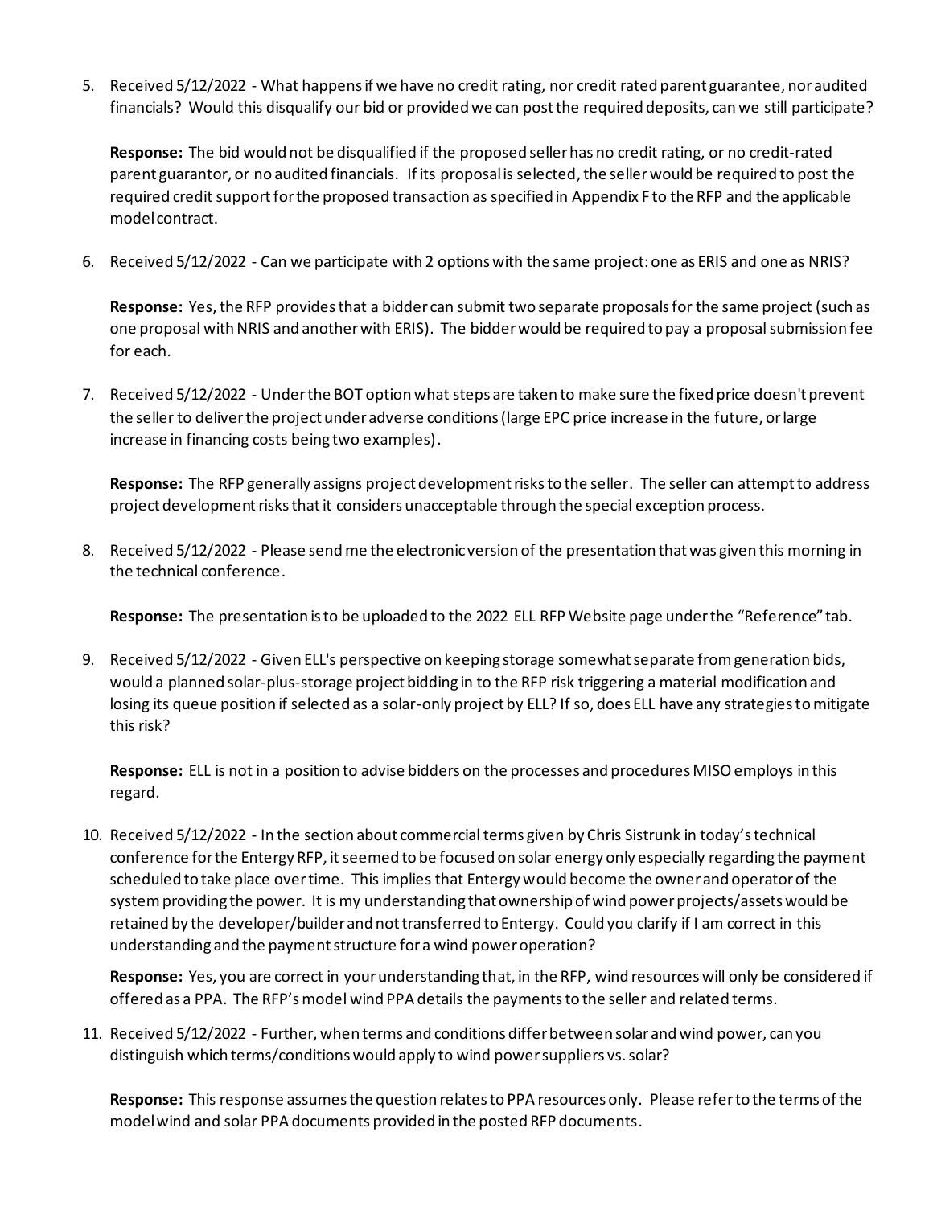5. Received 5/12/2022 - What happens if we have no credit rating, nor credit rated parent guarantee, nor audited financials? Would this disqualify our bid or provided we can post the required deposits, can we still participate?

   **Response:** The bid would not be disqualified if the proposed seller has no credit rating, or no credit-rated parent guarantor, or no audited financials. If its proposal is selected, the seller would be required to post the required credit support for the proposed transaction as specified in Appendix F to the RFP and the applicable model contract.

6. Received 5/12/2022 - Can we participate with 2 options with the same project: one as ERIS and one as NRIS?

   **Response:** Yes, the RFP provides that a bidder can submit two separate proposals for the same project (such as one proposal with NRIS and another with ERIS). The bidder would be required to pay a proposal submission fee for each.

7. Received 5/12/2022 - Under the BOT option what steps are taken to make sure the fixed price doesn't prevent the seller to deliver the project under adverse conditions (large EPC price increase in the future, or large increase in financing costs being two examples).

   **Response:** The RFP generally assigns project development risks to the seller. The seller can attempt to address project development risks that it considers unacceptable through the special exception process.

8. Received 5/12/2022 - Please send me the electronic version of the presentation that was given this morning in the technical conference.

   **Response:** The presentation is to be uploaded to the 2022 ELL RFP Website page under the "Reference" tab.

9. Received 5/12/2022 - Given ELL's perspective on keeping storage somewhat separate from generation bids, would a planned solar-plus-storage project bidding in to the RFP risk triggering a material modification and losing its queue position if selected as a solar-only project by ELL? If so, does ELL have any strategies to mitigate this risk?

   **Response:** ELL is not in a position to advise bidders on the processes and procedures MISO employs in this regard.

10. Received 5/12/2022 - In the section about commercial terms given by Chris Sistrunk in today's technical conference for the Entergy RFP, it seemed to be focused on solar energy only especially regarding the payment scheduled to take place over time. This implies that Entergy would become the owner and operator of the system providing the power. It is my understanding that ownership of wind power projects/assets would be retained by the developer/builder and not transferred to Entergy. Could you clarify if I am correct in this understanding and the payment structure for a wind power operation?

    **Response:** Yes, you are correct in your understanding that, in the RFP, wind resources will only be considered if offered as a PPA. The RFP's model wind PPA details the payments to the seller and related terms.

11. Received 5/12/2022 - Further, when terms and conditions differ between solar and wind power, can you distinguish which terms/conditions would apply to wind power suppliers vs. solar?

    **Response:** This response assumes the question relates to PPA resources only. Please refer to the terms of the model wind and solar PPA documents provided in the posted RFP documents.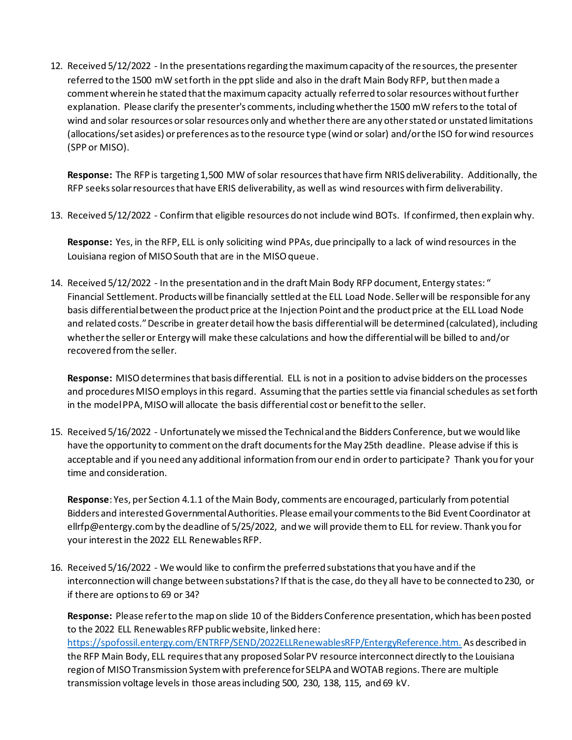12. Received 5/12/2022 - In the presentations regarding the maximum capacity of the resources, the presenter referred to the 1500 mW set forth in the ppt slide and also in the draft Main Body RFP, but then made a comment wherein he stated that the maximum capacity actually referred to solar resources without further explanation. Please clarify the presenter's comments, including whether the 1500 mW refers to the total of wind and solar resources or solar resources only and whether there are any other stated or unstated limitations (allocations/set asides) or preferences as to the resource type (wind or solar) and/or the ISO for wind resources (SPP or MISO).

    **Response:** The RFP is targeting 1,500 MW of solar resources that have firm NRIS deliverability. Additionally, the RFP seeks solar resources that have ERIS deliverability, as well as wind resources with firm deliverability.

13. Received 5/12/2022 - Confirm that eligible resources do not include wind BOTs. If confirmed, then explain why.

    **Response:** Yes, in the RFP, ELL is only soliciting wind PPAs, due principally to a lack of wind resources in the Louisiana region of MISO South that are in the MISO queue.

14. Received 5/12/2022 - In the presentation and in the draft Main Body RFP document, Entergy states: " Financial Settlement. Products will be financially settled at the ELL Load Node. Seller will be responsible for any basis differential between the product price at the Injection Point and the product price at the ELL Load Node and related costs." Describe in greater detail how the basis differential will be determined (calculated), including whether the seller or Entergy will make these calculations and how the differential will be billed to and/or recovered from the seller.

    **Response:** MISO determines that basis differential. ELL is not in a position to advise bidders on the processes and procedures MISO employs in this regard. Assuming that the parties settle via financial schedules as set forth in the model PPA, MISO will allocate the basis differential cost or benefit to the seller.

15. Received 5/16/2022 - Unfortunately we missed the Technical and the Bidders Conference, but we would like have the opportunity to comment on the draft documents for the May 25th deadline. Please advise if this is acceptable and if you need any additional information from our end in order to participate? Thank you for your time and consideration.

    **Response**: Yes, per Section 4.1.1 of the Main Body, comments are encouraged, particularly from potential Bidders and interested Governmental Authorities. Please email your comments to the Bid Event Coordinator at ellrfp@entergy.com by the deadline of 5/25/2022, and we will provide them to ELL for review. Thank you for your interest in the 2022 ELL Renewables RFP.

16. Received 5/16/2022 - We would like to confirm the preferred substations that you have and if the interconnection will change between substations? If that is the case, do they all have to be connected to 230, or if there are options to 69 or 34?

    **Response:** Please refer to the map on slide 10 of the Bidders Conference presentation, which has been posted to the 2022 ELL Renewables RFP public website, linked here: [https://spofossil.entergy.com/ENTRFP/SEND/2022ELLRenewablesRFP/EntergyReference.htm.](https://spofossil.entergy.com/ENTRFP/SEND/2022ELLRenewablesRFP/EntergyReference.htm) As described in the RFP Main Body, ELL requires that any proposed Solar PV resource interconnect directly to the Louisiana region of MISO Transmission System with preference for SELPA and WOTAB regions. There are multiple transmission voltage levels in those areas including 500, 230, 138, 115, and 69 kV.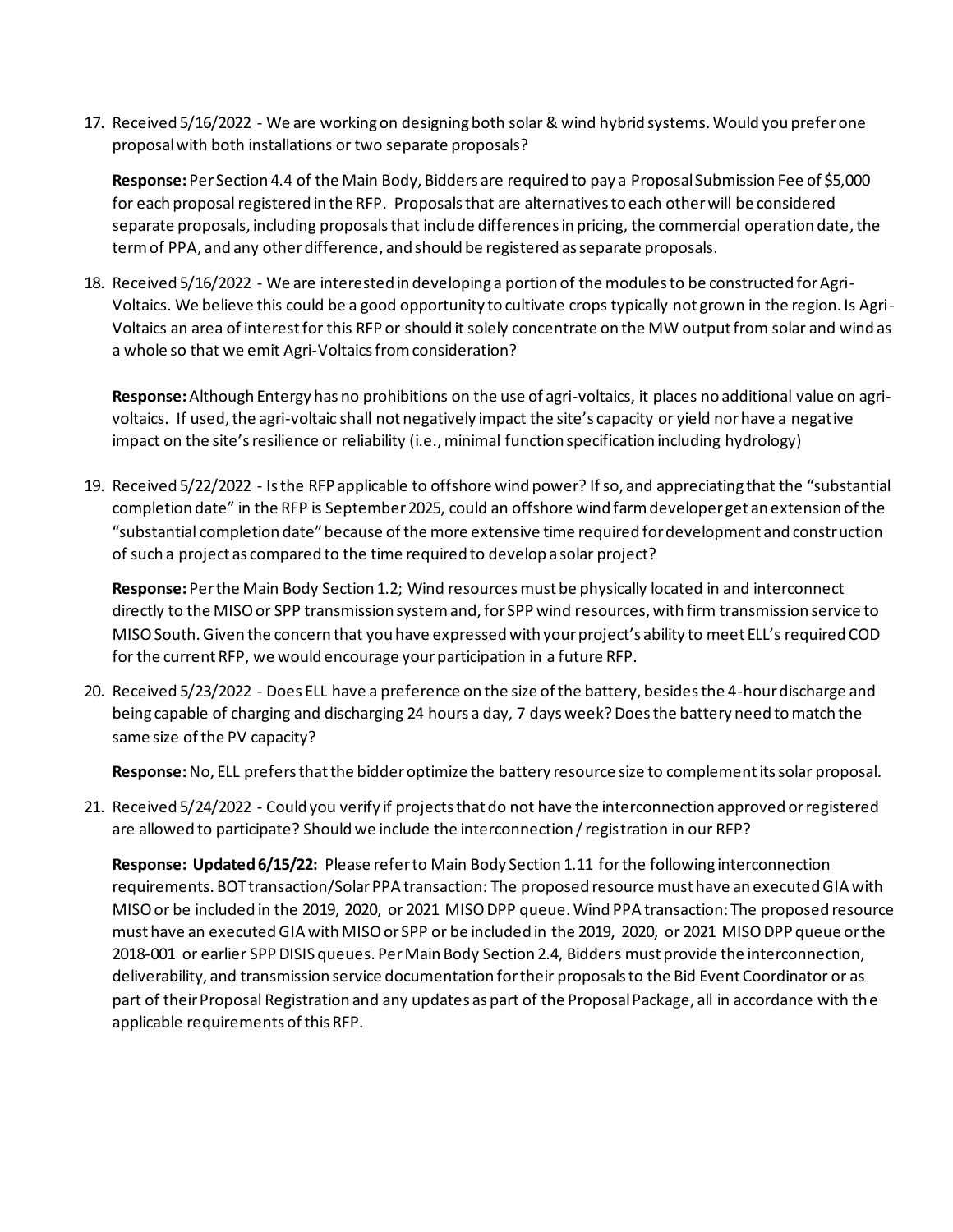17. Received 5/16/2022 - We are working on designing both solar & wind hybrid systems. Would you prefer one proposal with both installations or two separate proposals?

    **Response:** Per Section 4.4 of the Main Body, Bidders are required to pay a Proposal Submission Fee of $5,000 for each proposal registered in the RFP. Proposals that are alternatives to each other will be considered separate proposals, including proposals that include differences in pricing, the commercial operation date, the term of PPA, and any other difference, and should be registered as separate proposals.

18. Received 5/16/2022 - We are interested in developing a portion of the modules to be constructed for Agri-Voltaics. We believe this could be a good opportunity to cultivate crops typically not grown in the region. Is Agri-Voltaics an area of interest for this RFP or should it solely concentrate on the MW output from solar and wind as a whole so that we emit Agri-Voltaics from consideration?

    **Response:** Although Entergy has no prohibitions on the use of agri-voltaics, it places no additional value on agri-voltaics. If used, the agri-voltaic shall not negatively impact the site's capacity or yield nor have a negative impact on the site's resilience or reliability (i.e., minimal function specification including hydrology)

19. Received 5/22/2022 - Is the RFP applicable to offshore wind power? If so, and appreciating that the "substantial completion date" in the RFP is September 2025, could an offshore wind farm developer get an extension of the "substantial completion date" because of the more extensive time required for development and construction of such a project as compared to the time required to develop a solar project?

    **Response:** Per the Main Body Section 1.2; Wind resources must be physically located in and interconnect directly to the MISO or SPP transmission system and, for SPP wind resources, with firm transmission service to MISO South. Given the concern that you have expressed with your project's ability to meet ELL's required COD for the current RFP, we would encourage your participation in a future RFP.

20. Received 5/23/2022 - Does ELL have a preference on the size of the battery, besides the 4-hour discharge and being capable of charging and discharging 24 hours a day, 7 days week? Does the battery need to match the same size of the PV capacity?

    **Response:** No, ELL prefers that the bidder optimize the battery resource size to complement its solar proposal.

21. Received 5/24/2022 - Could you verify if projects that do not have the interconnection approved or registered are allowed to participate? Should we include the interconnection / registration in our RFP?

    **Response: Updated 6/15/22:** Please refer to Main Body Section 1.11 for the following interconnection requirements. BOT transaction/Solar PPA transaction: The proposed resource must have an executed GIA with MISO or be included in the 2019, 2020, or 2021 MISO DPP queue. Wind PPA transaction: The proposed resource must have an executed GIA with MISO or SPP or be included in the 2019, 2020, or 2021 MISO DPP queue or the 2018-001 or earlier SPP DISIS queues. Per Main Body Section 2.4, Bidders must provide the interconnection, deliverability, and transmission service documentation for their proposals to the Bid Event Coordinator or as part of their Proposal Registration and any updates as part of the Proposal Package, all in accordance with the applicable requirements of this RFP.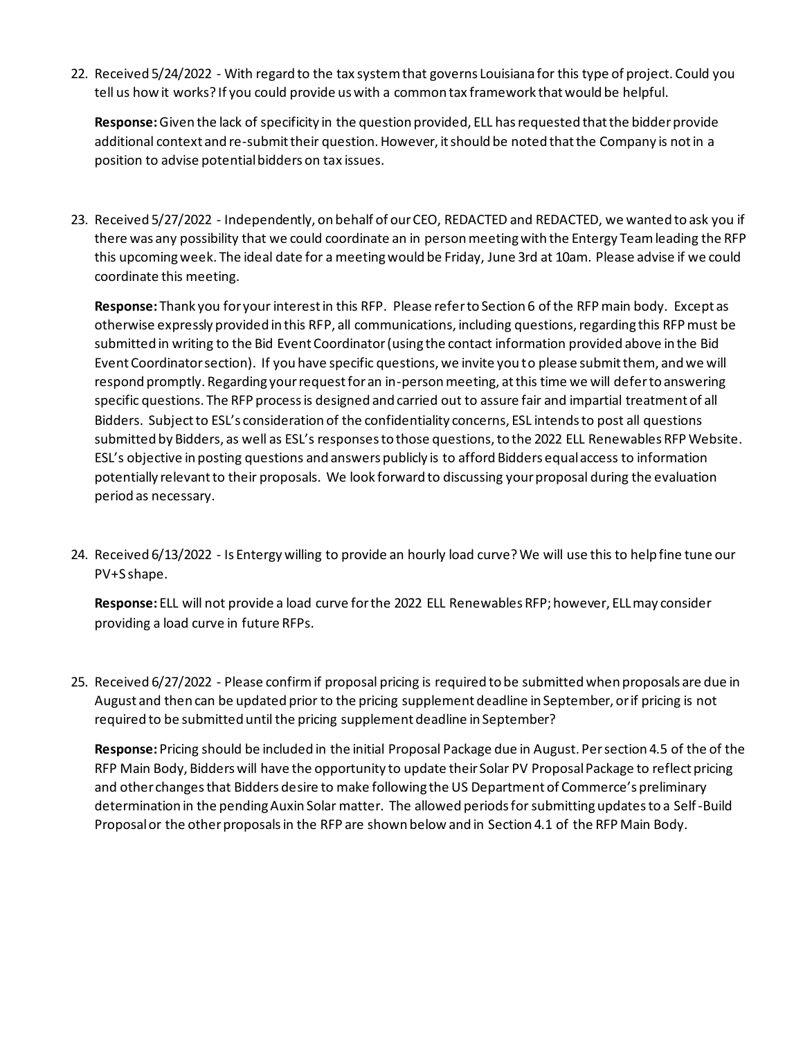22. Received 5/24/2022 - With regard to the tax system that governs Louisiana for this type of project. Could you tell us how it works? If you could provide us with a common tax framework that would be helpful.

    **Response:** Given the lack of specificity in the question provided, ELL has requested that the bidder provide additional context and re-submit their question. However, it should be noted that the Company is not in a position to advise potential bidders on tax issues.

23. Received 5/27/2022 - Independently, on behalf of our CEO, REDACTED and REDACTED, we wanted to ask you if there was any possibility that we could coordinate an in person meeting with the Entergy Team leading the RFP this upcoming week. The ideal date for a meeting would be Friday, June 3rd at 10am. Please advise if we could coordinate this meeting.

    **Response:** Thank you for your interest in this RFP. Please refer to Section 6 of the RFP main body. Except as otherwise expressly provided in this RFP, all communications, including questions, regarding this RFP must be submitted in writing to the Bid Event Coordinator (using the contact information provided above in the Bid Event Coordinator section). If you have specific questions, we invite you to please submit them, and we will respond promptly. Regarding your request for an in-person meeting, at this time we will defer to answering specific questions. The RFP process is designed and carried out to assure fair and impartial treatment of all Bidders. Subject to ESL's consideration of the confidentiality concerns, ESL intends to post all questions submitted by Bidders, as well as ESL's responses to those questions, to the 2022 ELL Renewables RFP Website. ESL's objective in posting questions and answers publicly is to afford Bidders equal access to information potentially relevant to their proposals. We look forward to discussing your proposal during the evaluation period as necessary.

24. Received 6/13/2022 - Is Entergy willing to provide an hourly load curve? We will use this to help fine tune our PV+S shape.

    **Response:** ELL will not provide a load curve for the 2022 ELL Renewables RFP; however, ELL may consider providing a load curve in future RFPs.

25. Received 6/27/2022 - Please confirm if proposal pricing is required to be submitted when proposals are due in August and then can be updated prior to the pricing supplement deadline in September, or if pricing is not required to be submitted until the pricing supplement deadline in September?

    **Response:** Pricing should be included in the initial Proposal Package due in August. Per section 4.5 of the of the RFP Main Body, Bidders will have the opportunity to update their Solar PV Proposal Package to reflect pricing and other changes that Bidders desire to make following the US Department of Commerce's preliminary determination in the pending Auxin Solar matter. The allowed periods for submitting updates to a Self-Build Proposal or the other proposals in the RFP are shown below and in Section 4.1 of the RFP Main Body.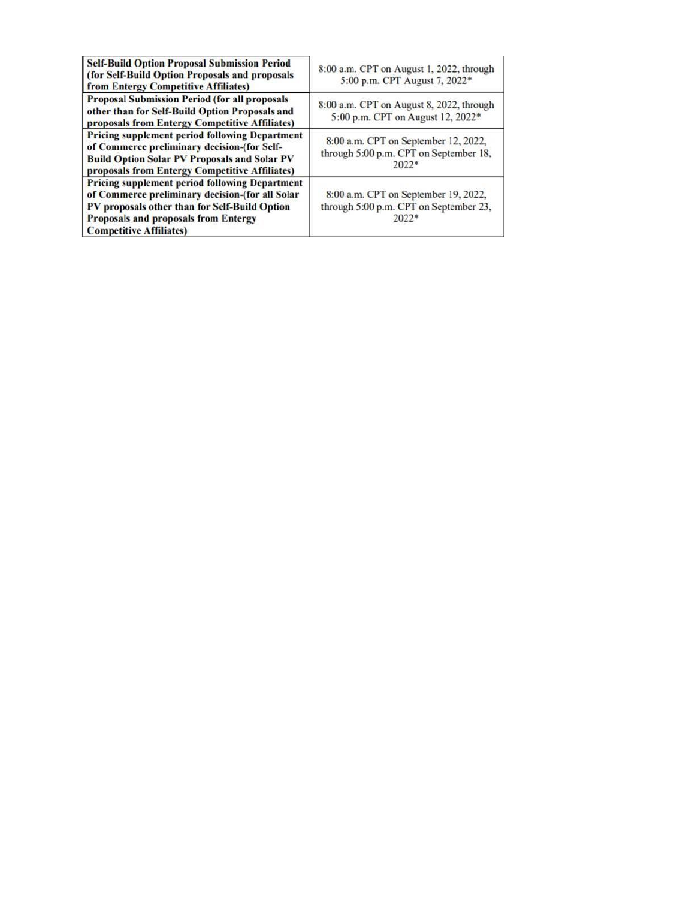| | |
|---|---|
| **Self-Build Option Proposal Submission Period (for Self-Build Option Proposals and proposals from Entergy Competitive Affiliates)** | 8:00 a.m. CPT on August 1, 2022, through 5:00 p.m. CPT August 7, 2022* |
| **Proposal Submission Period (for all proposals other than for Self-Build Option Proposals and proposals from Entergy Competitive Affiliates)** | 8:00 a.m. CPT on August 8, 2022, through 5:00 p.m. CPT on August 12, 2022* |
| **Pricing supplement period following Department of Commerce preliminary decision-(for Self-Build Option Solar PV Proposals and Solar PV proposals from Entergy Competitive Affiliates)** | 8:00 a.m. CPT on September 12, 2022, through 5:00 p.m. CPT on September 18, 2022* |
| **Pricing supplement period following Department of Commerce preliminary decision-(for all Solar PV proposals other than for Self-Build Option Proposals and proposals from Entergy Competitive Affiliates)** | 8:00 a.m. CPT on September 19, 2022, through 5:00 p.m. CPT on September 23, 2022* |